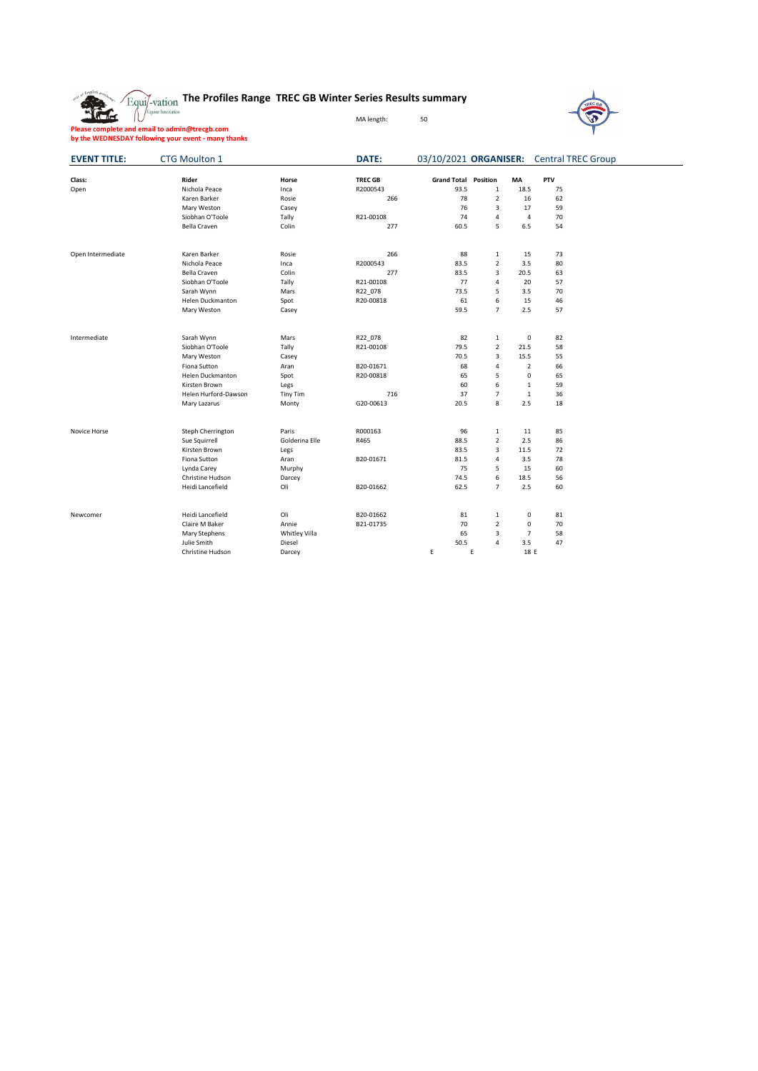# The Profiles Range TREC GB Winter Series Results summary

MA length: 50

**Please complete and email to admin@trecgb.com by the WEDNESDAY following your event - many thanks**

**EVENT TITLE:** CTG Moulton 1 **DATE:** 03/10/2021 **ORGANISER:** Central TREC Group

| Class: | Rider | Horse | TREC GB | Grand Total | Position | MA | PTV |
|---|---|---|---|---|---|---|---|
| Open | Nichola Peace | Inca | R2000543 | 93.5 | 1 | 18.5 | 75 |
| | Karen Barker | Rosie | 266 | 78 | 2 | 16 | 62 |
| | Mary Weston | Casey | | 76 | 3 | 17 | 59 |
| | Siobhan O'Toole | Tally | R21-00108 | 74 | 4 | 4 | 70 |
| | Bella Craven | Colin | 277 | 60.5 | 5 | 6.5 | 54 |
| Open Intermediate | Karen Barker | Rosie | 266 | 88 | 1 | 15 | 73 |
| | Nichola Peace | Inca | R2000543 | 83.5 | 2 | 3.5 | 80 |
| | Bella Craven | Colin | 277 | 83.5 | 3 | 20.5 | 63 |
| | Siobhan O'Toole | Tally | R21-00108 | 77 | 4 | 20 | 57 |
| | Sarah Wynn | Mars | R22_078 | 73.5 | 5 | 3.5 | 70 |
| | Helen Duckmanton | Spot | R20-00818 | 61 | 6 | 15 | 46 |
| | Mary Weston | Casey | | 59.5 | 7 | 2.5 | 57 |
| Intermediate | Sarah Wynn | Mars | R22_078 | 82 | 1 | 0 | 82 |
| | Siobhan O'Toole | Tally | R21-00108 | 79.5 | 2 | 21.5 | 58 |
| | Mary Weston | Casey | | 70.5 | 3 | 15.5 | 55 |
| | Fiona Sutton | Aran | B20-01671 | 68 | 4 | 2 | 66 |
| | Helen Duckmanton | Spot | R20-00818 | 65 | 5 | 0 | 65 |
| | Kirsten Brown | Legs | | 60 | 6 | 1 | 59 |
| | Helen Hurford-Dawson | Tiny Tim | 716 | 37 | 7 | 1 | 36 |
| | Mary Lazarus | Monty | G20-00613 | 20.5 | 8 | 2.5 | 18 |
| Novice Horse | Steph Cherrington | Paris | R000163 | 96 | 1 | 11 | 85 |
| | Sue Squirrell | Golderina Elle | R465 | 88.5 | 2 | 2.5 | 86 |
| | Kirsten Brown | Legs | | 83.5 | 3 | 11.5 | 72 |
| | Fiona Sutton | Aran | B20-01671 | 81.5 | 4 | 3.5 | 78 |
| | Lynda Carey | Murphy | | 75 | 5 | 15 | 60 |
| | Christine Hudson | Darcey | | 74.5 | 6 | 18.5 | 56 |
| | Heidi Lancefield | Oli | B20-01662 | 62.5 | 7 | 2.5 | 60 |
| Newcomer | Heidi Lancefield | Oli | B20-01662 | 81 | 1 | 0 | 81 |
| | Claire M Baker | Annie | B21-01735 | 70 | 2 | 0 | 70 |
| | Mary Stephens | Whitley Villa | | 65 | 3 | 7 | 58 |
| | Julie Smith | Diesel | | 50.5 | 4 | 3.5 | 47 |
| | Christine Hudson | Darcey | | E | E | 18 | E |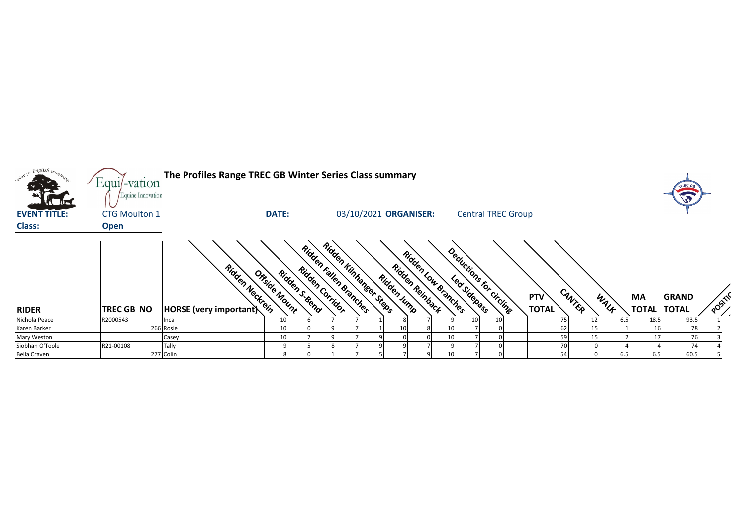**The Profiles Range TREC GB Winter Series Class summary**

**EVENT TITLE:** CTG Moulton 1 **DATE:** 03/10/2021 **ORGANISER:** Central TREC Group

**Class:** Open

| RIDER | TREC GB NO | HORSE (very important) | Ridden Neckrein | Offside Mount | Ridden S-Bend | Ridden Corridor | Ridden Fallen Branches | Ridden Kilnhanger Steps | Ridden Jump | Ridden Reinback | Ridden Low Branches | Led Sidepass | Deductions for circling | PTV TOTAL | CANTER | WALK | MA TOTAL | GRAND TOTAL | POSITION |
|---|---|---|---|---|---|---|---|---|---|---|---|---|---|---|---|---|---|---|---|
| Nichola Peace | R2000543 | Inca | 10 | 6 | 7 | 7 | 1 | 8 | 7 | 9 | 10 | 10 | | 75 | 12 | 6.5 | 18.5 | 93.5 | 1 |
| Karen Barker | 266 | Rosie | 10 | 0 | 9 | 7 | 1 | 10 | 8 | 10 | 7 | 0 | | 62 | 15 | 1 | 16 | 78 | 2 |
| Mary Weston | | Casey | 10 | 7 | 9 | 7 | 9 | 0 | 0 | 10 | 7 | 0 | | 59 | 15 | 2 | 17 | 76 | 3 |
| Siobhan O'Toole | R21-00108 | Tally | 9 | 5 | 8 | 7 | 9 | 9 | 7 | 9 | 7 | 0 | | 70 | 0 | 4 | 4 | 74 | 4 |
| Bella Craven | 277 | Colin | 8 | 0 | 1 | 7 | 5 | 7 | 9 | 10 | 7 | 0 | | 54 | 0 | 6.5 | 6.5 | 60.5 | 5 |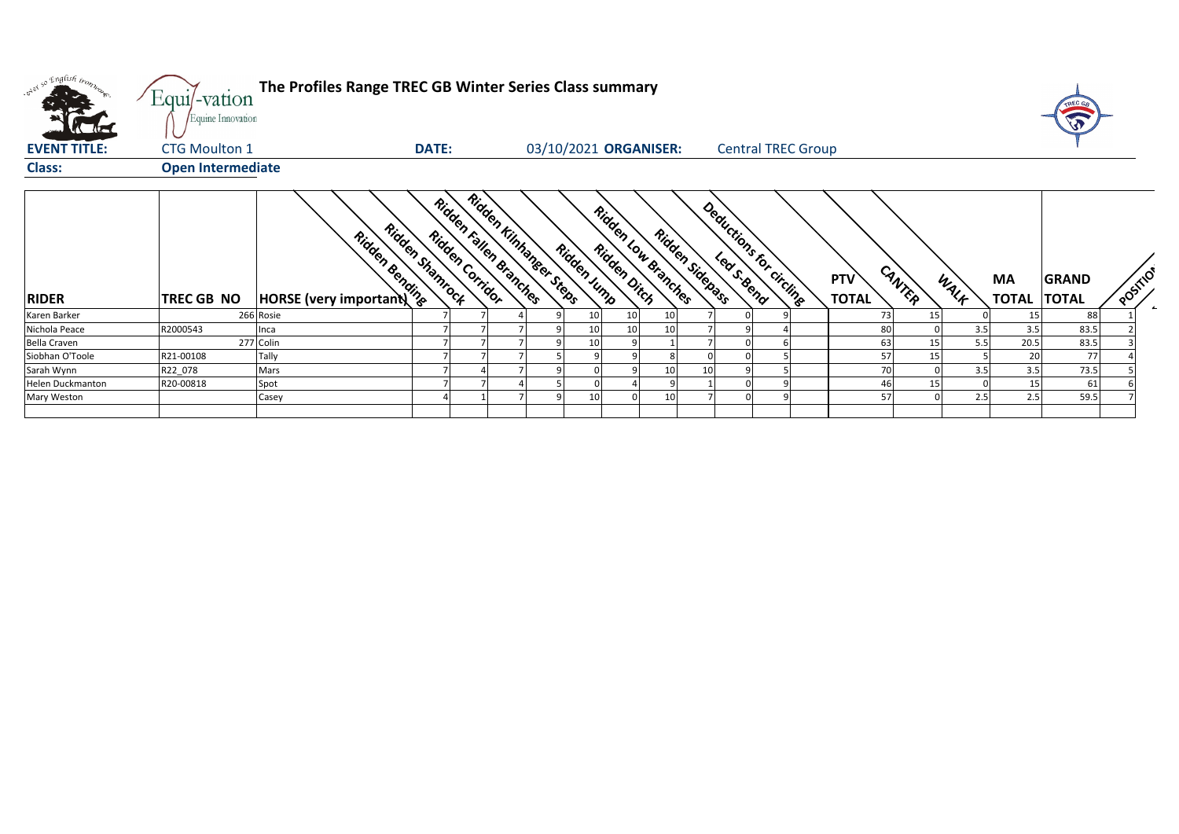# The Profiles Range TREC GB Winter Series Class summary

**EVENT TITLE:** CTG Moulton 1 **DATE:** 03/10/2021 **ORGANISER:** Central TREC Group

**Class:** Open Intermediate

| RIDER | TREC GB NO | HORSE (very important) | Ridden Bending | Ridden Shamrock | Ridden Corridor | Ridden Fallen Branches | Ridden Kilnhanger Steps | Ridden Jump | Ridden Ditch | Ridden Low Branches | Ridden Sidepass | Led S-Bend | Deductions for circling | PTV TOTAL | CANTER | WALK | MA TOTAL | GRAND TOTAL | POSITION |
|---|---|---|---|---|---|---|---|---|---|---|---|---|---|---|---|---|---|---|---|
| Karen Barker | 266 | Rosie | 7 | 7 | 4 | 9 | 10 | 10 | 10 | 7 | 0 | 9 | | 73 | 15 | 0 | 15 | 88 | 1 |
| Nichola Peace | R2000543 | Inca | 7 | 7 | 7 | 9 | 10 | 10 | 10 | 7 | 9 | 4 | | 80 | 0 | 3.5 | 3.5 | 83.5 | 2 |
| Bella Craven | 277 | Colin | 7 | 7 | 7 | 9 | 10 | 9 | 1 | 7 | 0 | 6 | | 63 | 15 | 5.5 | 20.5 | 83.5 | 3 |
| Siobhan O'Toole | R21-00108 | Tally | 7 | 7 | 7 | 5 | 9 | 9 | 8 | 0 | 0 | 5 | | 57 | 15 | 5 | 20 | 77 | 4 |
| Sarah Wynn | R22_078 | Mars | 7 | 4 | 7 | 9 | 0 | 9 | 10 | 10 | 9 | 5 | | 70 | 0 | 3.5 | 3.5 | 73.5 | 5 |
| Helen Duckmanton | R20-00818 | Spot | 7 | 7 | 4 | 5 | 0 | 4 | 9 | 1 | 0 | 9 | | 46 | 15 | 0 | 15 | 61 | 6 |
| Mary Weston | | Casey | 4 | 1 | 7 | 9 | 10 | 0 | 10 | 7 | 0 | 9 | | 57 | 0 | 2.5 | 2.5 | 59.5 | 7 |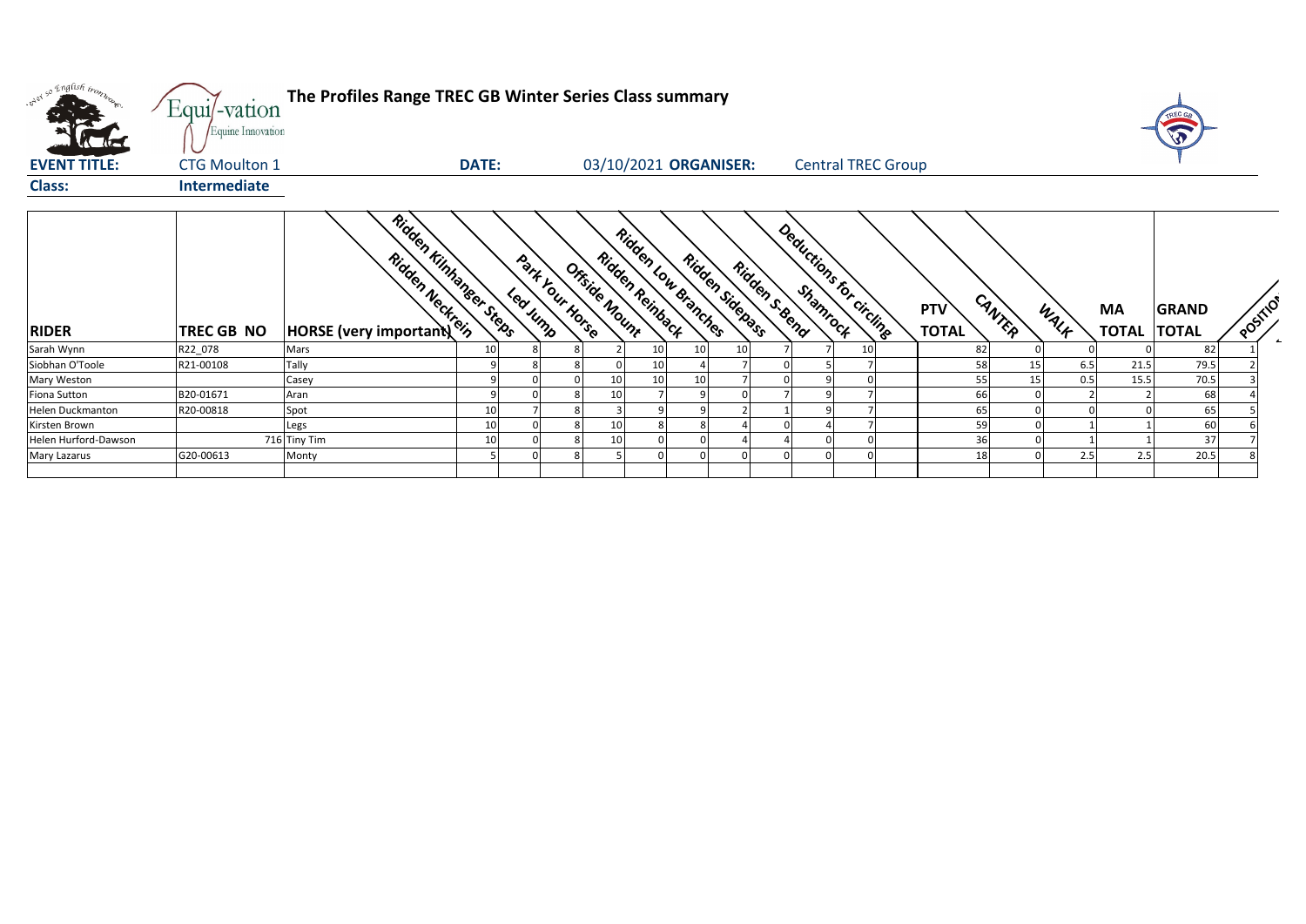# The Profiles Range TREC GB Winter Series Class summary

**EVENT TITLE:** CTG Moulton 1 **DATE:** 03/10/2021 **ORGANISER:** Central TREC Group

**Class:** Intermediate

| RIDER | TREC GB NO | HORSE (very important) | Ridden Neckrein | Ridden Kilnhanger Steps | Led Jump | Park Your Horse | Offside Mount | Ridden Reinback | Ridden Low Branches | Ridden Sidepass | Ridden S-Bend | Shamrock | Deductions for circling | | PTV TOTAL | CANTER | WALK | MA TOTAL | GRAND TOTAL | POSITION |
|---|---|---|---|---|---|---|---|---|---|---|---|---|---|---|---|---|---|---|---|---|
| Sarah Wynn | R22_078 | Mars | 10 | 8 | 8 | 2 | 10 | 10 | 10 | 7 | 7 | 10 | | | 82 | 0 | 0 | 0 | 82 | 1 |
| Siobhan O'Toole | R21-00108 | Tally | 9 | 8 | 8 | 0 | 10 | 4 | 7 | 0 | 5 | 7 | | | 58 | 15 | 6.5 | 21.5 | 79.5 | 2 |
| Mary Weston | | Casey | 9 | 0 | 0 | 10 | 10 | 10 | 7 | 0 | 9 | 0 | | | 55 | 15 | 0.5 | 15.5 | 70.5 | 3 |
| Fiona Sutton | B20-01671 | Aran | 9 | 0 | 8 | 10 | 7 | 9 | 0 | 7 | 9 | 7 | | | 66 | 0 | 2 | 2 | 68 | 4 |
| Helen Duckmanton | R20-00818 | Spot | 10 | 7 | 8 | 3 | 9 | 9 | 2 | 1 | 9 | 7 | | | 65 | 0 | 0 | 0 | 65 | 5 |
| Kirsten Brown | | Legs | 10 | 0 | 8 | 10 | 8 | 8 | 4 | 0 | 4 | 7 | | | 59 | 0 | 1 | 1 | 60 | 6 |
| Helen Hurford-Dawson | 716 | Tiny Tim | 10 | 0 | 8 | 10 | 0 | 0 | 4 | 4 | 0 | 0 | | | 36 | 0 | 1 | 1 | 37 | 7 |
| Mary Lazarus | G20-00613 | Monty | 5 | 0 | 8 | 5 | 0 | 0 | 0 | 0 | 0 | 0 | | | 18 | 0 | 2.5 | 2.5 | 20.5 | 8 |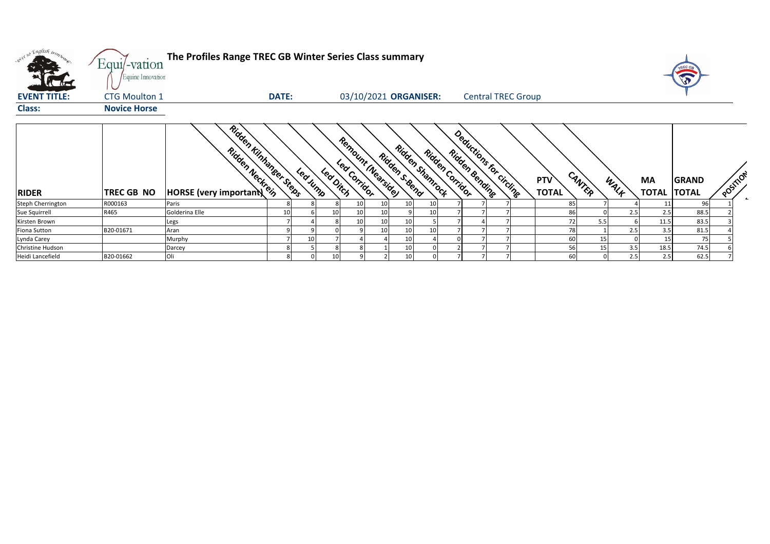# The Profiles Range TREC GB Winter Series Class summary

**EVENT TITLE:** CTG Moulton 1 **DATE:** 03/10/2021 **ORGANISER:** Central TREC Group

**Class:** Novice Horse

| RIDER | TREC GB NO | HORSE (very important) | Ridden Neckrein | Ridden Kilnhanger Steps | Led Jump | Led Ditch | Led Corridor | Remount (Nearside) | Ridden S-Bend | Ridden Shamrock | Ridden Corridor | Ridden Bending | Deductions for circling | | PTV TOTAL | CANTER | WALK | MA TOTAL | GRAND TOTAL | POSITION |
|---|---|---|---|---|---|---|---|---|---|---|---|---|---|---|---|---|---|---|---|---|
| Steph Cherrington | R000163 | Paris | 8 | 8 | 8 | 10 | 10 | 10 | 10 | 7 | 7 | 7 | | | 85 | 7 | 4 | 11 | 96 | 1 |
| Sue Squirrell | R465 | Golderina Elle | 10 | 6 | 10 | 10 | 10 | 9 | 10 | 7 | 7 | 7 | | | 86 | 0 | 2.5 | 2.5 | 88.5 | 2 |
| Kirsten Brown | | Legs | 7 | 4 | 8 | 10 | 10 | 10 | 5 | 7 | 4 | 7 | | | 72 | 5.5 | 6 | 11.5 | 83.5 | 3 |
| Fiona Sutton | B20-01671 | Aran | 9 | 9 | 0 | 9 | 10 | 10 | 10 | 7 | 7 | 7 | | | 78 | 1 | 2.5 | 3.5 | 81.5 | 4 |
| Lynda Carey | | Murphy | 7 | 10 | 7 | 4 | 4 | 10 | 4 | 0 | 7 | 7 | | | 60 | 15 | 0 | 15 | 75 | 5 |
| Christine Hudson | | Darcey | 8 | 5 | 8 | 8 | 1 | 10 | 0 | 2 | 7 | 7 | | | 56 | 15 | 3.5 | 18.5 | 74.5 | 6 |
| Heidi Lancefield | B20-01662 | Oli | 8 | 0 | 10 | 9 | 2 | 10 | 0 | 7 | 7 | 7 | | | 60 | 0 | 2.5 | 2.5 | 62.5 | 7 |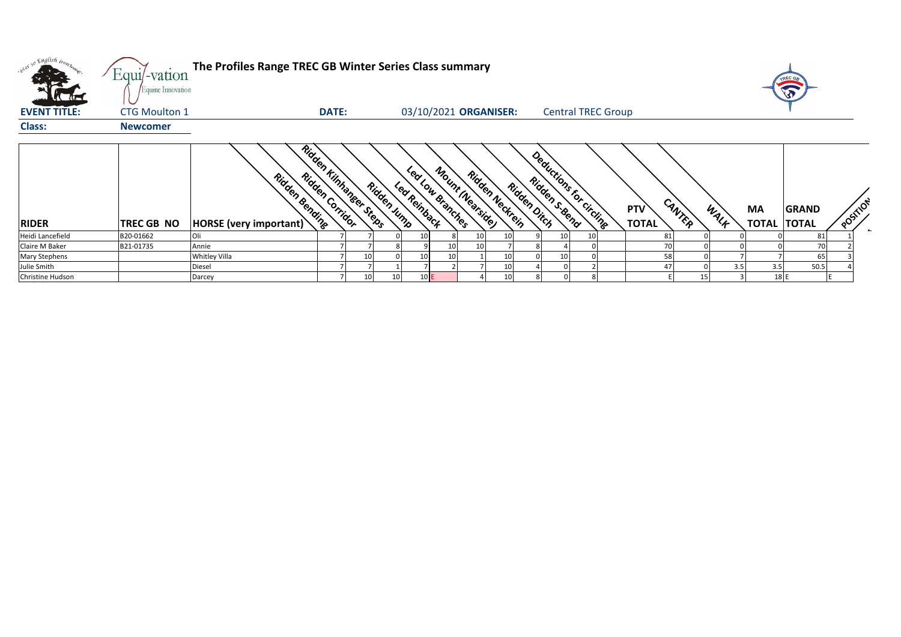# The Profiles Range TREC GB Winter Series Class summary

**EVENT TITLE:** CTG Moulton 1 **DATE:** 03/10/2021 **ORGANISER:** Central TREC Group

**Class:** Newcomer

| RIDER | TREC GB NO | HORSE (very important) | Ridden Bending | Ridden Corridor | Ridden Kilnhanger Steps | Ridden Jump | Led Reinback | Led Low Branches | Mount (Nearside) | Ridden Neckrein | Ridden Ditch | Ridden S-Bend | Deductions for circling | PTV TOTAL | CANTER | WALK | MA TOTAL | GRAND TOTAL | POSITION |
|---|---|---|---|---|---|---|---|---|---|---|---|---|---|---|---|---|---|---|---|
| Heidi Lancefield | B20-01662 | Oli | 7 | 7 | 0 | 10 | 8 | 10 | 10 | 9 | 10 | 10 | | 81 | 0 | 0 | 0 | 81 | 1 |
| Claire M Baker | B21-01735 | Annie | 7 | 7 | 8 | 9 | 10 | 10 | 7 | 8 | 4 | 0 | | 70 | 0 | 0 | 0 | 70 | 2 |
| Mary Stephens | | Whitley Villa | 7 | 10 | 0 | 10 | 10 | 1 | 10 | 0 | 10 | 0 | | 58 | 0 | 7 | 7 | 65 | 3 |
| Julie Smith | | Diesel | 7 | 7 | 1 | 7 | 2 | 7 | 10 | 4 | 0 | 2 | | 47 | 0 | 3.5 | 3.5 | 50.5 | 4 |
| Christine Hudson | | Darcey | 7 | 10 | 10 | 10 | E | 4 | 10 | 8 | 0 | 8 | | E | 15 | 3 | 18 | E | E |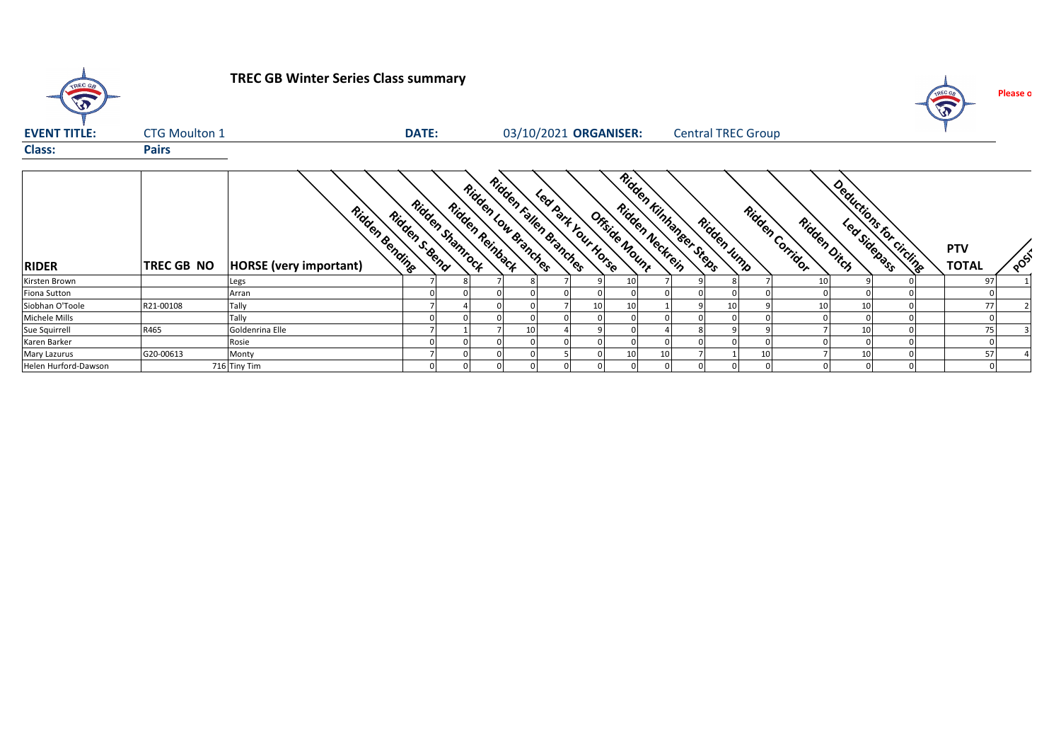# TREC GB Winter Series Class summary

Please o

**EVENT TITLE:** CTG Moulton 1 **DATE:** 03/10/2021 **ORGANISER:** Central TREC Group

**Class:** Pairs

| RIDER | TREC GB NO | HORSE (very important) | Ridden Bending | Ridden S-Bend | Ridden Shamrock | Ridden Reinback | Ridden Low Branches | Ridden Fallen Branches | Led Park Your Horse | Offside Mount | Ridden Neckrein | Ridden Kilnhanger Steps | Ridden Jump | Ridden Corridor | Ridden Ditch | Led Sidepass | Deductions for circling | PTV TOTAL | POSIT |
|---|---|---|---|---|---|---|---|---|---|---|---|---|---|---|---|---|---|---|---|
| Kirsten Brown | | Legs | 7 | 8 | 7 | 8 | 7 | 9 | 10 | 7 | 9 | 8 | 7 | 10 | 9 | 0 | | 97 | 1 |
| Fiona Sutton | | Arran | 0 | 0 | 0 | 0 | 0 | 0 | 0 | 0 | 0 | 0 | 0 | 0 | 0 | 0 | | 0 | |
| Siobhan O'Toole | R21-00108 | Tally | 7 | 4 | 0 | 0 | 7 | 10 | 10 | 1 | 9 | 10 | 9 | 10 | 10 | 0 | | 77 | 2 |
| Michele Mills | | Tally | 0 | 0 | 0 | 0 | 0 | 0 | 0 | 0 | 0 | 0 | 0 | 0 | 0 | 0 | | 0 | |
| Sue Squirrell | R465 | Goldenrina Elle | 7 | 1 | 7 | 10 | 4 | 9 | 0 | 4 | 8 | 9 | 9 | 7 | 10 | 0 | | 75 | 3 |
| Karen Barker | | Rosie | 0 | 0 | 0 | 0 | 0 | 0 | 0 | 0 | 0 | 0 | 0 | 0 | 0 | 0 | | 0 | |
| Mary Lazurus | G20-00613 | Monty | 7 | 0 | 0 | 0 | 5 | 0 | 10 | 10 | 7 | 1 | 10 | 7 | 10 | 0 | | 57 | 4 |
| Helen Hurford-Dawson | 716 | Tiny Tim | 0 | 0 | 0 | 0 | 0 | 0 | 0 | 0 | 0 | 0 | 0 | 0 | 0 | 0 | | 0 | |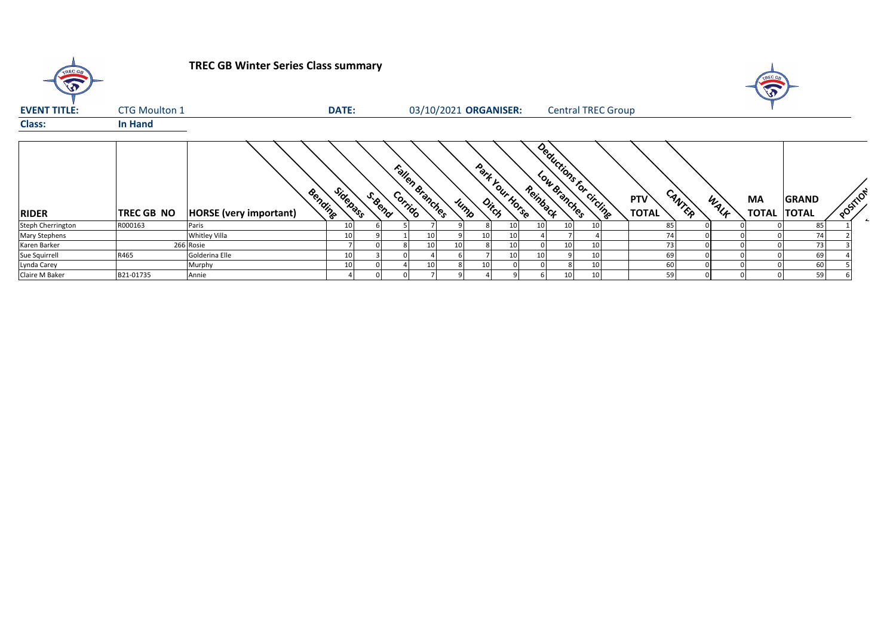# TREC GB Winter Series Class summary

**EVENT TITLE:** CTG Moulton 1 **DATE:** 03/10/2021 **ORGANISER:** Central TREC Group

**Class:** In Hand

| RIDER | TREC GB NO | HORSE (very important) | Bending | Sidepass | S-Bend | Corrido | Fallen Branches | Jump | Ditch | Park Your Horse | Reinback | Low Branches | Deductions for circling | PTV TOTAL | CANTER | WALK | MA TOTAL | GRAND TOTAL | POSITION |
|---|---|---|---|---|---|---|---|---|---|---|---|---|---|---|---|---|---|---|---|
| Steph Cherrington | R000163 | Paris | 10 | 6 | 5 | 7 | 9 | 8 | 10 | 10 | 10 | 10 | 85 | 0 | 0 | 0 | 85 | 1 |
| Mary Stephens | | Whitley Villa | 10 | 9 | 1 | 10 | 9 | 10 | 10 | 4 | 7 | 4 | 74 | 0 | 0 | 0 | 74 | 2 |
| Karen Barker | 266 | Rosie | 7 | 0 | 8 | 10 | 10 | 8 | 10 | 0 | 10 | 10 | 73 | 0 | 0 | 0 | 73 | 3 |
| Sue Squirrell | R465 | Golderina Elle | 10 | 3 | 0 | 4 | 6 | 7 | 10 | 10 | 9 | 10 | 69 | 0 | 0 | 0 | 69 | 4 |
| Lynda Carey | | Murphy | 10 | 0 | 4 | 10 | 8 | 10 | 0 | 0 | 8 | 10 | 60 | 0 | 0 | 0 | 60 | 5 |
| Claire M Baker | B21-01735 | Annie | 4 | 0 | 0 | 7 | 9 | 4 | 9 | 6 | 10 | 10 | 59 | 0 | 0 | 0 | 59 | 6 |